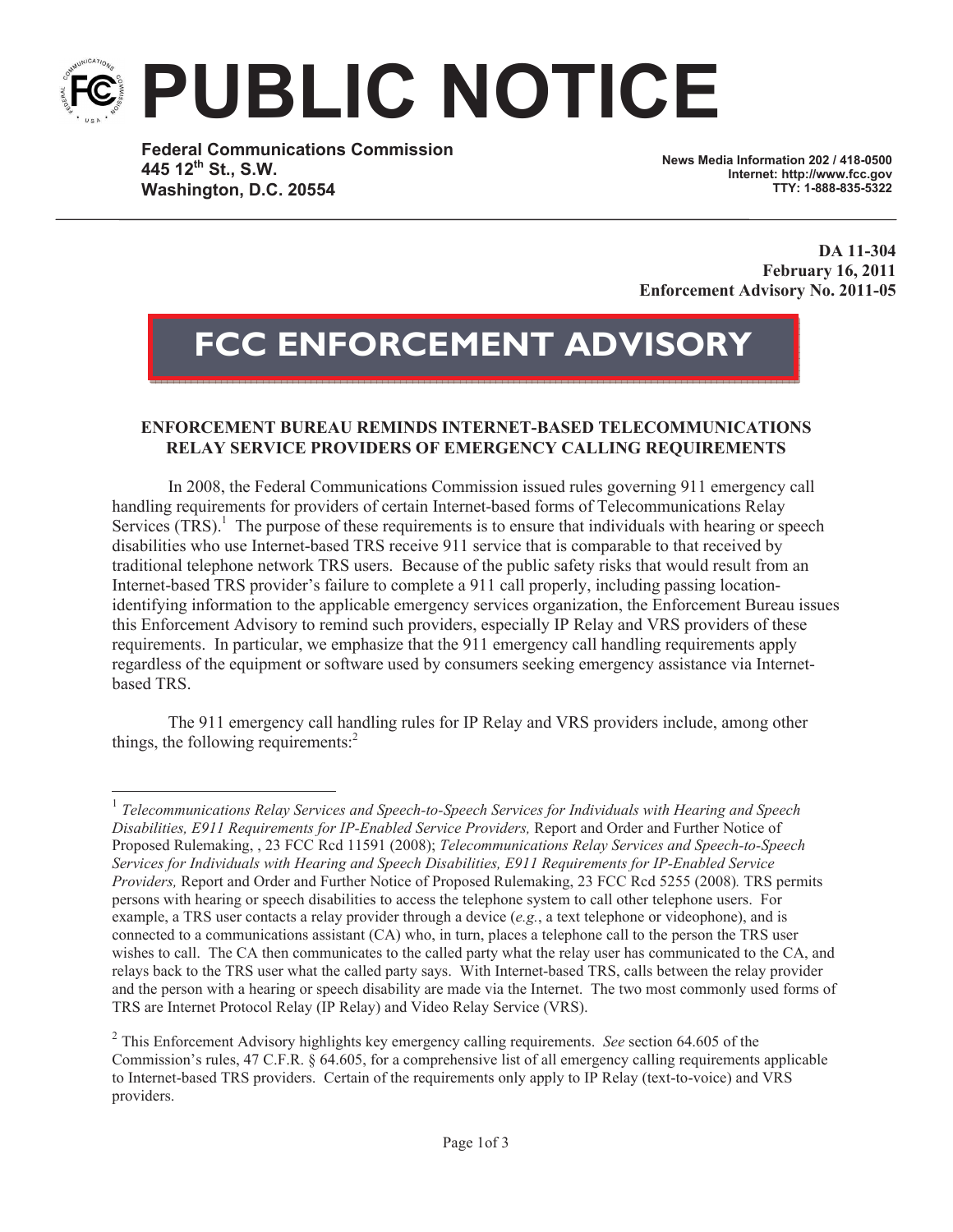# PUBLIC NOTICE

**Federal Communications Commission**
**445 12th St., S.W.**
**Washington, D.C. 20554**

**News Media Information 202 / 418-0500**
**Internet: http://www.fcc.gov**
**TTY: 1-888-835-5322**

**DA 11-304**
**February 16, 2011**
**Enforcement Advisory No. 2011-05**

## FCC ENFORCEMENT ADVISORY

### ENFORCEMENT BUREAU REMINDS INTERNET-BASED TELECOMMUNICATIONS RELAY SERVICE PROVIDERS OF EMERGENCY CALLING REQUIREMENTS

In 2008, the Federal Communications Commission issued rules governing 911 emergency call handling requirements for providers of certain Internet-based forms of Telecommunications Relay Services (TRS).[1] The purpose of these requirements is to ensure that individuals with hearing or speech disabilities who use Internet-based TRS receive 911 service that is comparable to that received by traditional telephone network TRS users. Because of the public safety risks that would result from an Internet-based TRS provider's failure to complete a 911 call properly, including passing location-identifying information to the applicable emergency services organization, the Enforcement Bureau issues this Enforcement Advisory to remind such providers, especially IP Relay and VRS providers of these requirements. In particular, we emphasize that the 911 emergency call handling requirements apply regardless of the equipment or software used by consumers seeking emergency assistance via Internet-based TRS.

The 911 emergency call handling rules for IP Relay and VRS providers include, among other things, the following requirements:[2]

---

[1] *Telecommunications Relay Services and Speech-to-Speech Services for Individuals with Hearing and Speech Disabilities, E911 Requirements for IP-Enabled Service Providers,* Report and Order and Further Notice of Proposed Rulemaking, , 23 FCC Rcd 11591 (2008); *Telecommunications Relay Services and Speech-to-Speech Services for Individuals with Hearing and Speech Disabilities, E911 Requirements for IP-Enabled Service Providers,* Report and Order and Further Notice of Proposed Rulemaking, 23 FCC Rcd 5255 (2008)*.* TRS permits persons with hearing or speech disabilities to access the telephone system to call other telephone users. For example, a TRS user contacts a relay provider through a device (*e.g.*, a text telephone or videophone), and is connected to a communications assistant (CA) who, in turn, places a telephone call to the person the TRS user wishes to call. The CA then communicates to the called party what the relay user has communicated to the CA, and relays back to the TRS user what the called party says. With Internet-based TRS, calls between the relay provider and the person with a hearing or speech disability are made via the Internet. The two most commonly used forms of TRS are Internet Protocol Relay (IP Relay) and Video Relay Service (VRS).

[2] This Enforcement Advisory highlights key emergency calling requirements. *See* section 64.605 of the Commission's rules, 47 C.F.R. § 64.605, for a comprehensive list of all emergency calling requirements applicable to Internet-based TRS providers. Certain of the requirements only apply to IP Relay (text-to-voice) and VRS providers.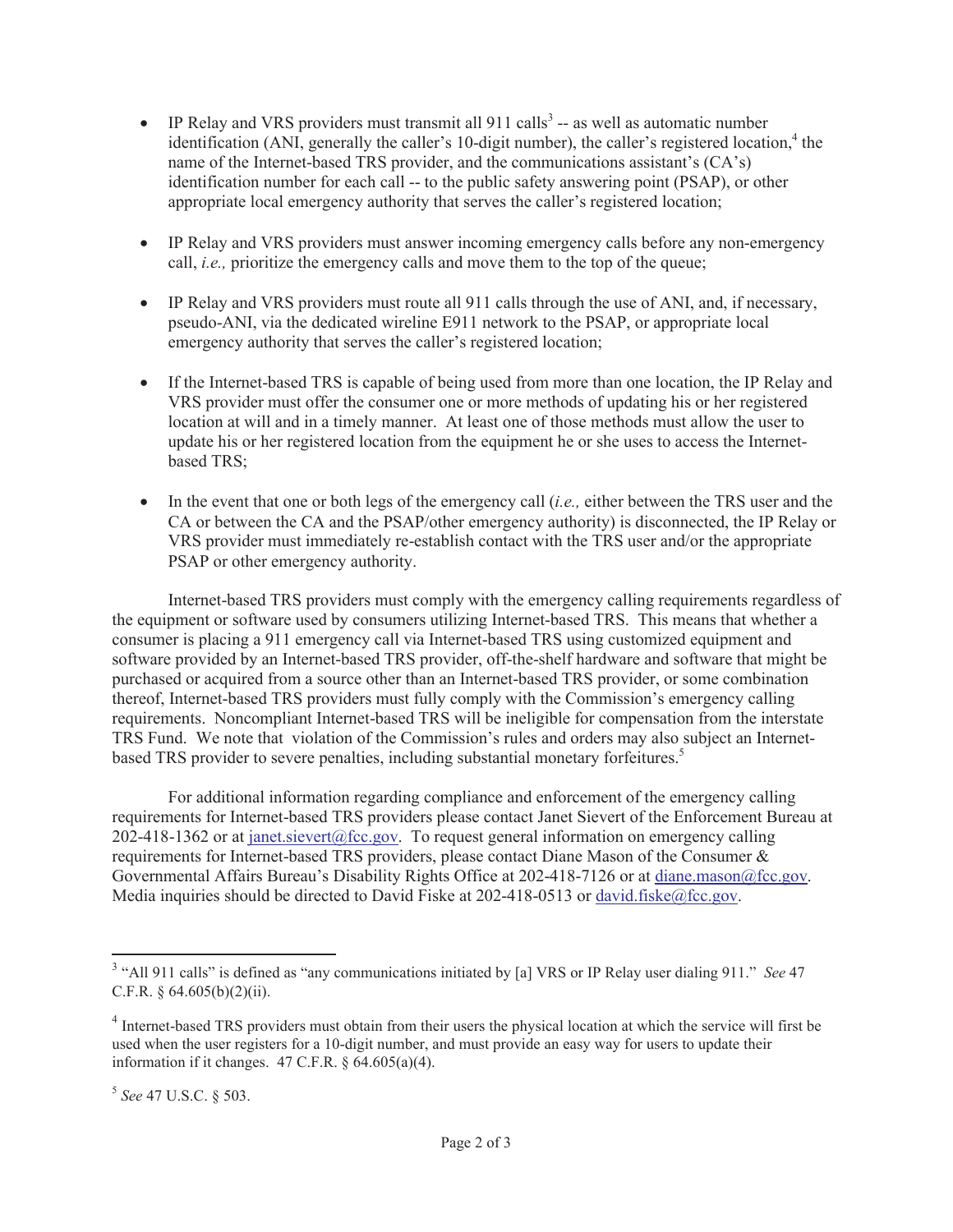- IP Relay and VRS providers must transmit all 911 calls[3] -- as well as automatic number identification (ANI, generally the caller's 10-digit number), the caller's registered location,[4] the name of the Internet-based TRS provider, and the communications assistant's (CA's) identification number for each call -- to the public safety answering point (PSAP), or other appropriate local emergency authority that serves the caller's registered location;

- IP Relay and VRS providers must answer incoming emergency calls before any non-emergency call, *i.e.,* prioritize the emergency calls and move them to the top of the queue;

- IP Relay and VRS providers must route all 911 calls through the use of ANI, and, if necessary, pseudo-ANI, via the dedicated wireline E911 network to the PSAP, or appropriate local emergency authority that serves the caller's registered location;

- If the Internet-based TRS is capable of being used from more than one location, the IP Relay and VRS provider must offer the consumer one or more methods of updating his or her registered location at will and in a timely manner. At least one of those methods must allow the user to update his or her registered location from the equipment he or she uses to access the Internet-based TRS;

- In the event that one or both legs of the emergency call (*i.e.,* either between the TRS user and the CA or between the CA and the PSAP/other emergency authority) is disconnected, the IP Relay or VRS provider must immediately re-establish contact with the TRS user and/or the appropriate PSAP or other emergency authority.

Internet-based TRS providers must comply with the emergency calling requirements regardless of the equipment or software used by consumers utilizing Internet-based TRS. This means that whether a consumer is placing a 911 emergency call via Internet-based TRS using customized equipment and software provided by an Internet-based TRS provider, off-the-shelf hardware and software that might be purchased or acquired from a source other than an Internet-based TRS provider, or some combination thereof, Internet-based TRS providers must fully comply with the Commission's emergency calling requirements. Noncompliant Internet-based TRS will be ineligible for compensation from the interstate TRS Fund. We note that violation of the Commission's rules and orders may also subject an Internet-based TRS provider to severe penalties, including substantial monetary forfeitures.[5]

For additional information regarding compliance and enforcement of the emergency calling requirements for Internet-based TRS providers please contact Janet Sievert of the Enforcement Bureau at 202-418-1362 or at janet.sievert@fcc.gov. To request general information on emergency calling requirements for Internet-based TRS providers, please contact Diane Mason of the Consumer & Governmental Affairs Bureau's Disability Rights Office at 202-418-7126 or at diane.mason@fcc.gov. Media inquiries should be directed to David Fiske at 202-418-0513 or david.fiske@fcc.gov.

---

[3] "All 911 calls" is defined as "any communications initiated by [a] VRS or IP Relay user dialing 911." *See* 47 C.F.R. § 64.605(b)(2)(ii).

[4] Internet-based TRS providers must obtain from their users the physical location at which the service will first be used when the user registers for a 10-digit number, and must provide an easy way for users to update their information if it changes. 47 C.F.R. § 64.605(a)(4).

[5] *See* 47 U.S.C. § 503.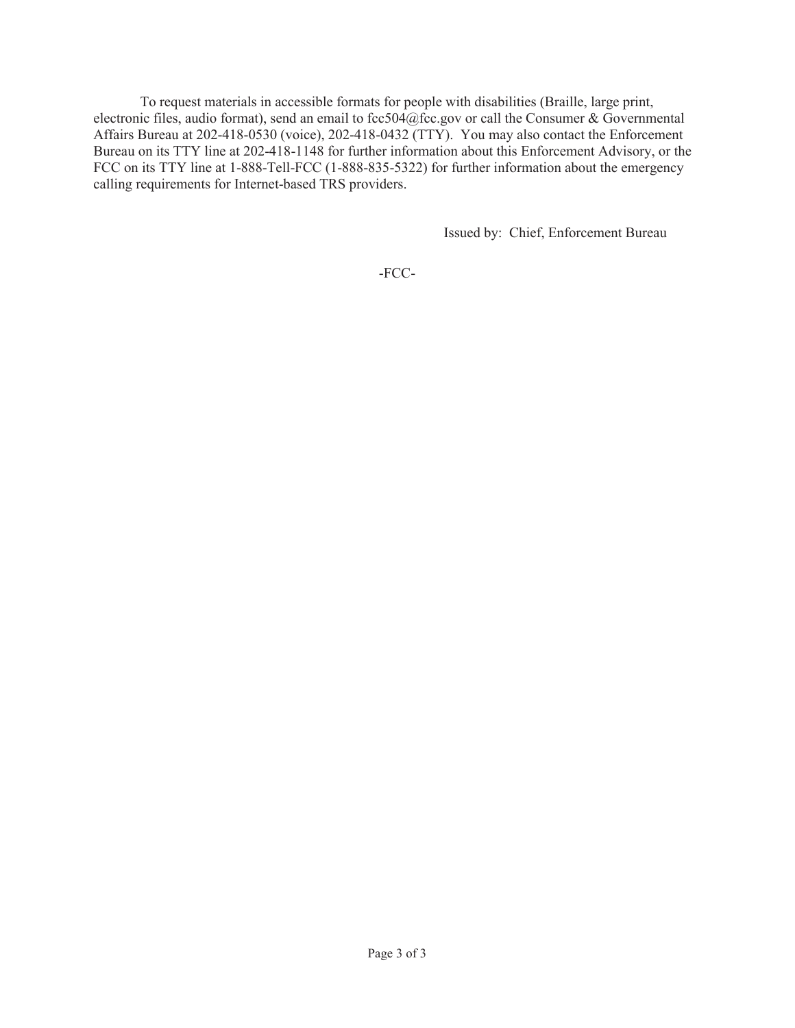To request materials in accessible formats for people with disabilities (Braille, large print, electronic files, audio format), send an email to fcc504@fcc.gov or call the Consumer & Governmental Affairs Bureau at 202-418-0530 (voice), 202-418-0432 (TTY). You may also contact the Enforcement Bureau on its TTY line at 202-418-1148 for further information about this Enforcement Advisory, or the FCC on its TTY line at 1-888-Tell-FCC (1-888-835-5322) for further information about the emergency calling requirements for Internet-based TRS providers.

Issued by: Chief, Enforcement Bureau

-FCC-